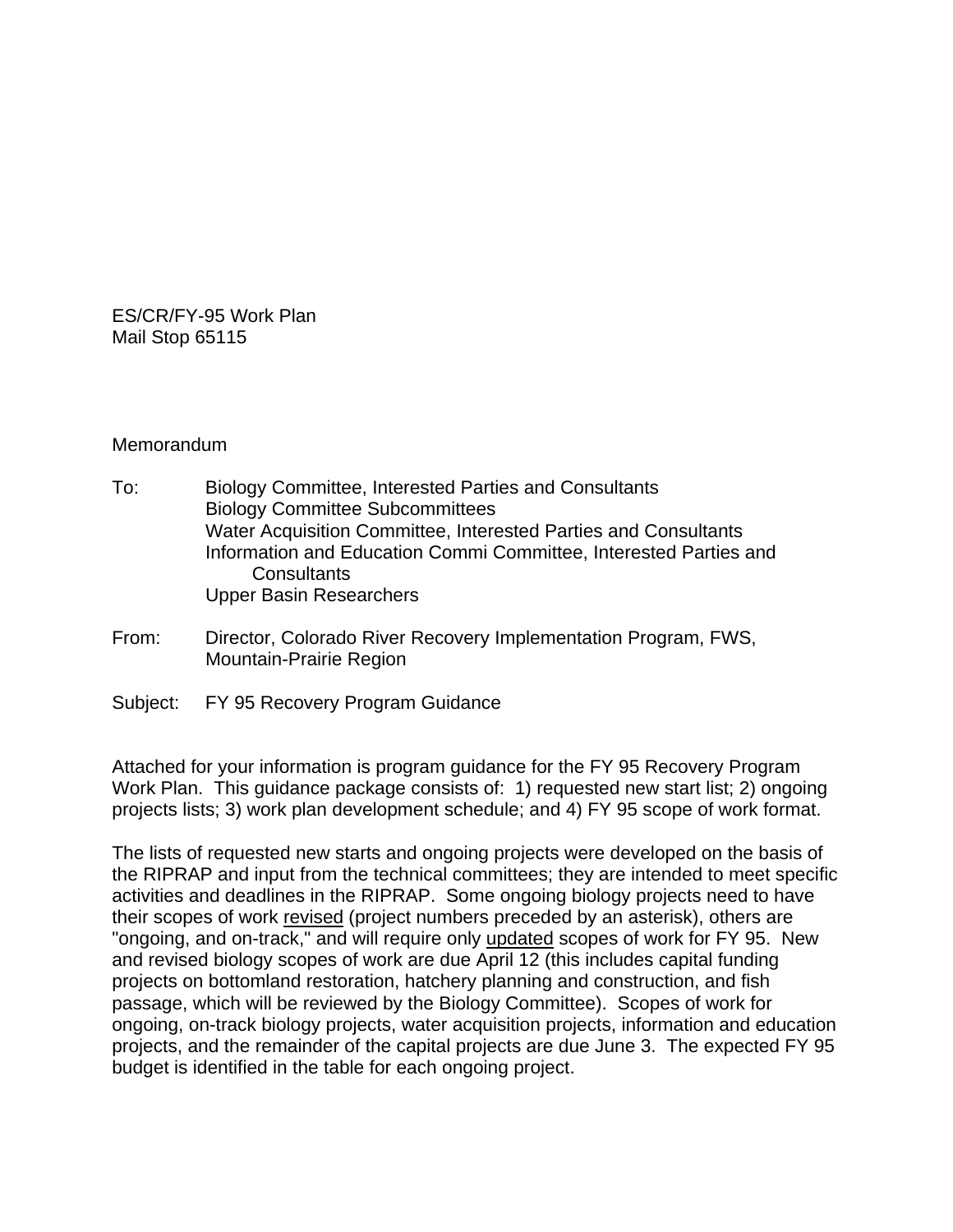ES/CR/FY-95 Work Plan
Mail Stop 65115

Memorandum

To: Biology Committee, Interested Parties and Consultants
Biology Committee Subcommittees
Water Acquisition Committee, Interested Parties and Consultants
Information and Education Commi Committee, Interested Parties and Consultants
Upper Basin Researchers

From: Director, Colorado River Recovery Implementation Program, FWS, Mountain-Prairie Region

Subject: FY 95 Recovery Program Guidance

Attached for your information is program guidance for the FY 95 Recovery Program Work Plan. This guidance package consists of: 1) requested new start list; 2) ongoing projects lists; 3) work plan development schedule; and 4) FY 95 scope of work format.

The lists of requested new starts and ongoing projects were developed on the basis of the RIPRAP and input from the technical committees; they are intended to meet specific activities and deadlines in the RIPRAP. Some ongoing biology projects need to have their scopes of work <u>revised</u> (project numbers preceded by an asterisk), others are "ongoing, and on-track," and will require only <u>updated</u> scopes of work for FY 95. New and revised biology scopes of work are due April 12 (this includes capital funding projects on bottomland restoration, hatchery planning and construction, and fish passage, which will be reviewed by the Biology Committee). Scopes of work for ongoing, on-track biology projects, water acquisition projects, information and education projects, and the remainder of the capital projects are due June 3. The expected FY 95 budget is identified in the table for each ongoing project.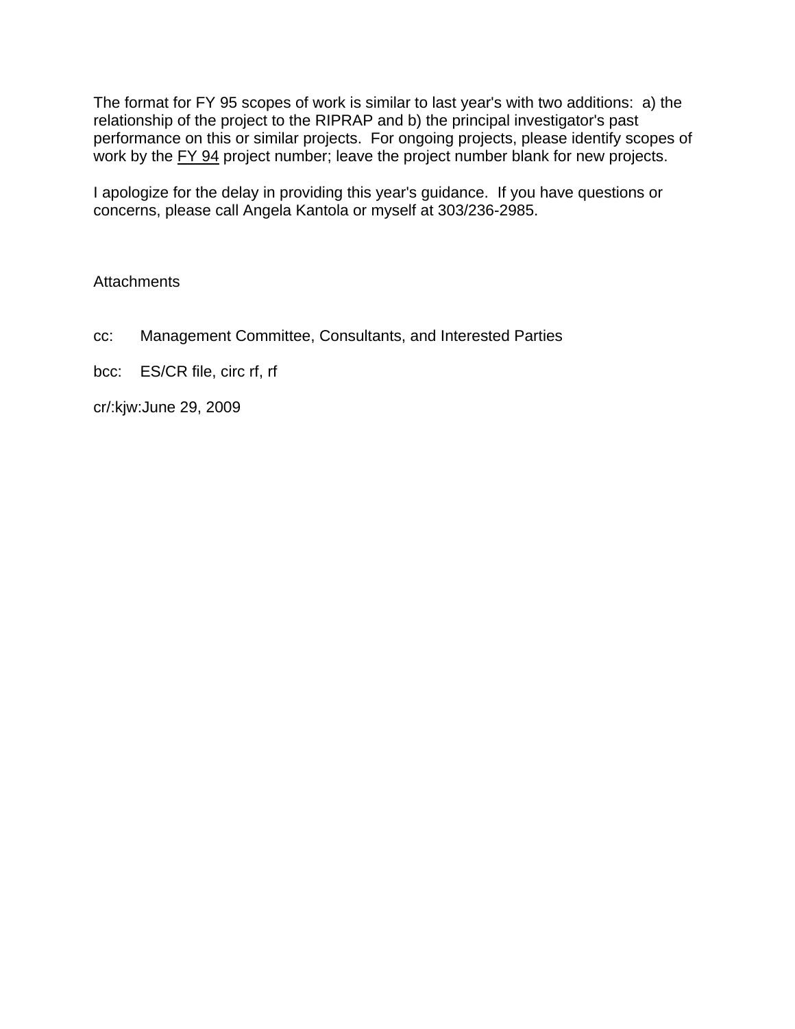The format for FY 95 scopes of work is similar to last year's with two additions: a) the relationship of the project to the RIPRAP and b) the principal investigator's past performance on this or similar projects. For ongoing projects, please identify scopes of work by the <u>FY 94</u> project number; leave the project number blank for new projects.

I apologize for the delay in providing this year's guidance. If you have questions or concerns, please call Angela Kantola or myself at 303/236-2985.

Attachments

cc: Management Committee, Consultants, and Interested Parties

bcc: ES/CR file, circ rf, rf

cr/:kjw:June 29, 2009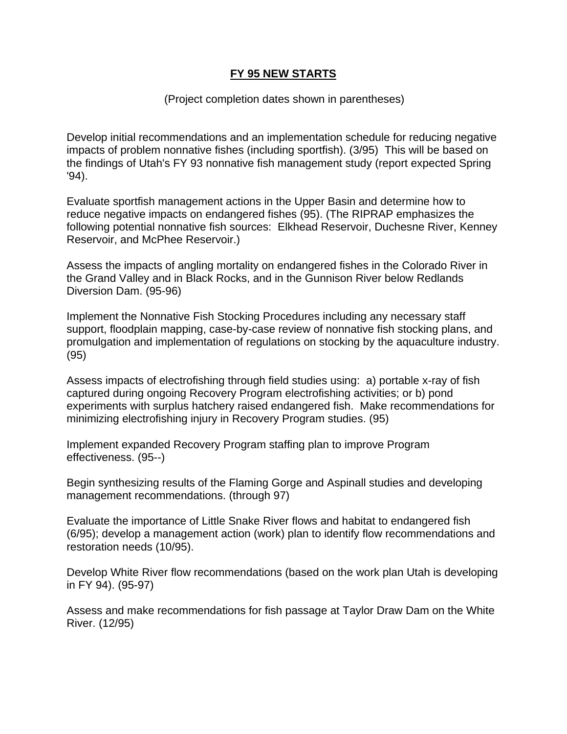## FY 95 NEW STARTS

(Project completion dates shown in parentheses)

Develop initial recommendations and an implementation schedule for reducing negative impacts of problem nonnative fishes (including sportfish). (3/95) This will be based on the findings of Utah's FY 93 nonnative fish management study (report expected Spring '94).

Evaluate sportfish management actions in the Upper Basin and determine how to reduce negative impacts on endangered fishes (95). (The RIPRAP emphasizes the following potential nonnative fish sources: Elkhead Reservoir, Duchesne River, Kenney Reservoir, and McPhee Reservoir.)

Assess the impacts of angling mortality on endangered fishes in the Colorado River in the Grand Valley and in Black Rocks, and in the Gunnison River below Redlands Diversion Dam. (95-96)

Implement the Nonnative Fish Stocking Procedures including any necessary staff support, floodplain mapping, case-by-case review of nonnative fish stocking plans, and promulgation and implementation of regulations on stocking by the aquaculture industry. (95)

Assess impacts of electrofishing through field studies using: a) portable x-ray of fish captured during ongoing Recovery Program electrofishing activities; or b) pond experiments with surplus hatchery raised endangered fish. Make recommendations for minimizing electrofishing injury in Recovery Program studies. (95)

Implement expanded Recovery Program staffing plan to improve Program effectiveness. (95--)

Begin synthesizing results of the Flaming Gorge and Aspinall studies and developing management recommendations. (through 97)

Evaluate the importance of Little Snake River flows and habitat to endangered fish (6/95); develop a management action (work) plan to identify flow recommendations and restoration needs (10/95).

Develop White River flow recommendations (based on the work plan Utah is developing in FY 94). (95-97)

Assess and make recommendations for fish passage at Taylor Draw Dam on the White River. (12/95)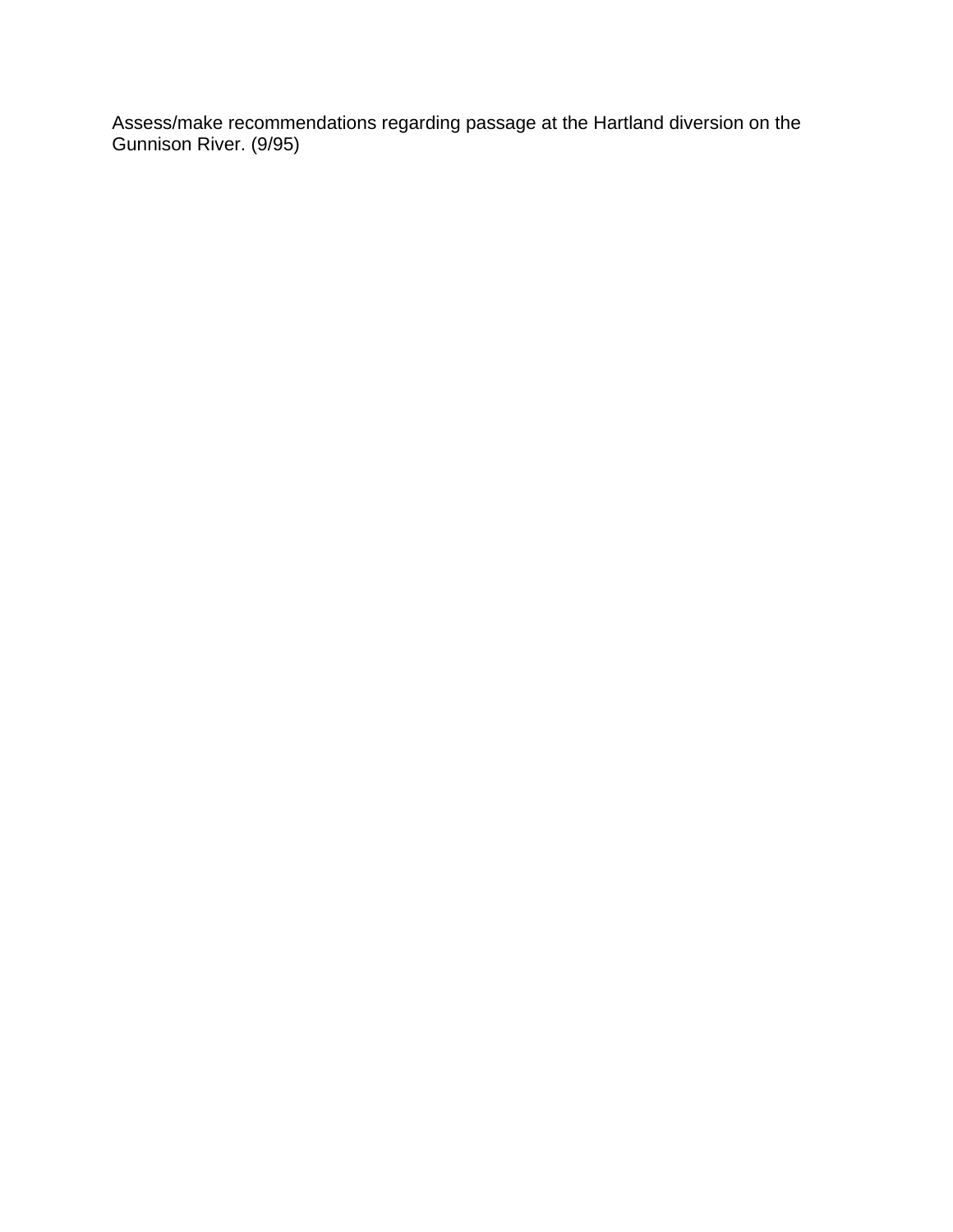Assess/make recommendations regarding passage at the Hartland diversion on the Gunnison River. (9/95)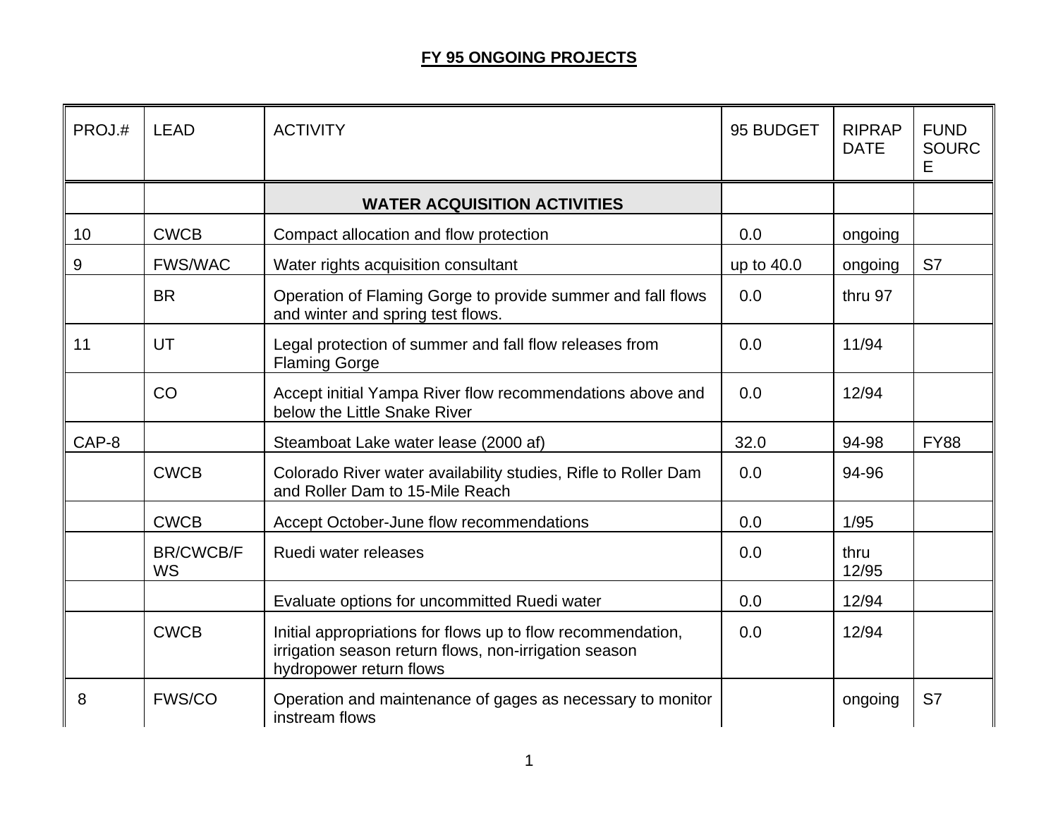# FY 95 ONGOING PROJECTS

| PROJ.# | LEAD | ACTIVITY | 95 BUDGET | RIPRAP DATE | FUND SOURCE |
|---|---|---|---|---|---|
| | | **WATER ACQUISITION ACTIVITIES** | | | |
| 10 | CWCB | Compact allocation and flow protection | 0.0 | ongoing | |
| 9 | FWS/WAC | Water rights acquisition consultant | up to 40.0 | ongoing | S7 |
| | BR | Operation of Flaming Gorge to provide summer and fall flows and winter and spring test flows. | 0.0 | thru 97 | |
| 11 | UT | Legal protection of summer and fall flow releases from Flaming Gorge | 0.0 | 11/94 | |
| | CO | Accept initial Yampa River flow recommendations above and below the Little Snake River | 0.0 | 12/94 | |
| CAP-8 | | Steamboat Lake water lease (2000 af) | 32.0 | 94-98 | FY88 |
| | CWCB | Colorado River water availability studies, Rifle to Roller Dam and Roller Dam to 15-Mile Reach | 0.0 | 94-96 | |
| | CWCB | Accept October-June flow recommendations | 0.0 | 1/95 | |
| | BR/CWCB/FWS | Ruedi water releases | 0.0 | thru 12/95 | |
| | | Evaluate options for uncommitted Ruedi water | 0.0 | 12/94 | |
| | CWCB | Initial appropriations for flows up to flow recommendation, irrigation season return flows, non-irrigation season hydropower return flows | 0.0 | 12/94 | |
| 8 | FWS/CO | Operation and maintenance of gages as necessary to monitor instream flows | | ongoing | S7 |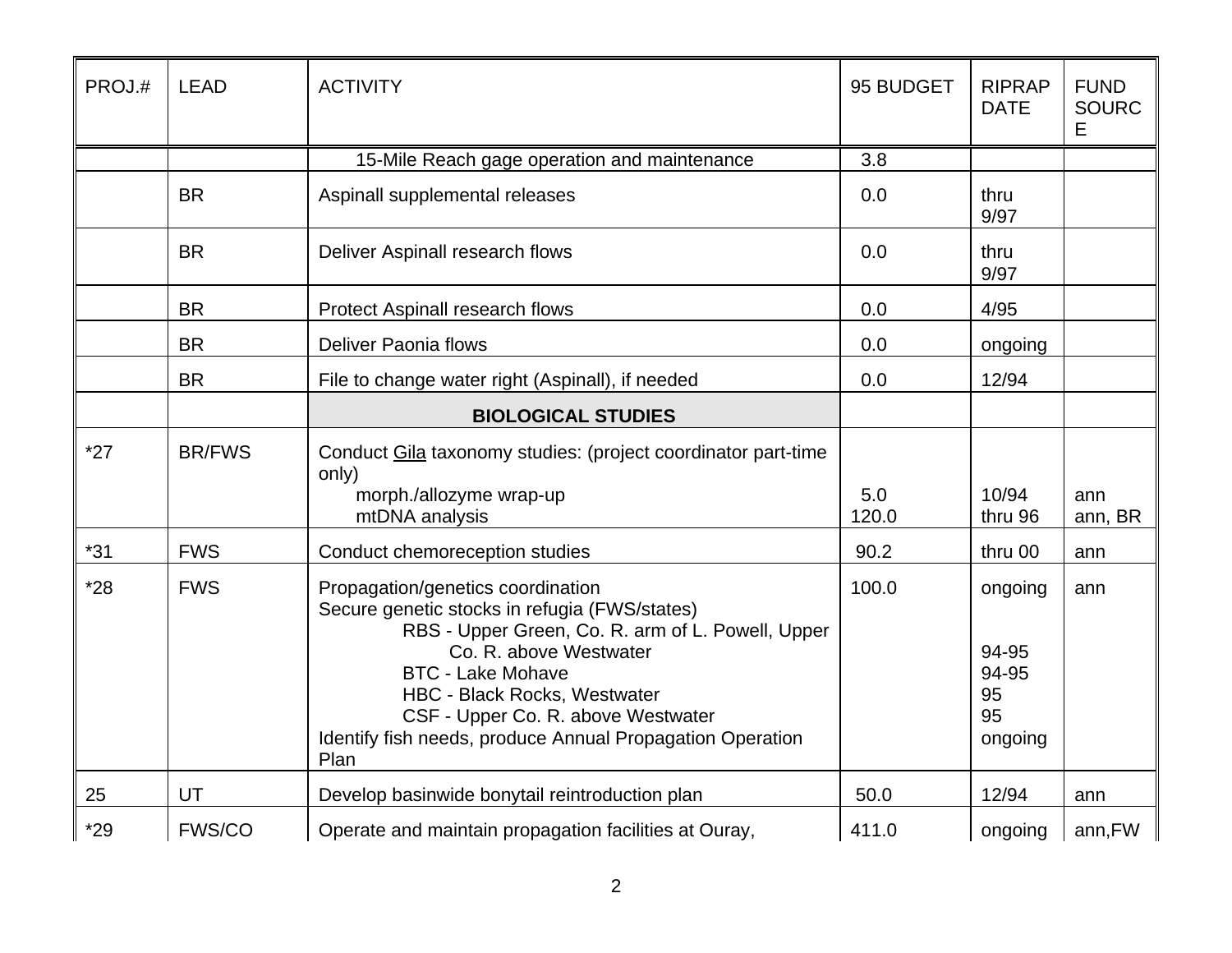| PROJ.# | LEAD | ACTIVITY | 95 BUDGET | RIPRAP DATE | FUND SOURCE |
|---|---|---|---|---|---|
| | | 15-Mile Reach gage operation and maintenance | 3.8 | | |
| | BR | Aspinall supplemental releases | 0.0 | thru 9/97 | |
| | BR | Deliver Aspinall research flows | 0.0 | thru 9/97 | |
| | BR | Protect Aspinall research flows | 0.0 | 4/95 | |
| | BR | Deliver Paonia flows | 0.0 | ongoing | |
| | BR | File to change water right (Aspinall), if needed | 0.0 | 12/94 | |
| | | **BIOLOGICAL STUDIES** | | | |
| *27 | BR/FWS | Conduct <u>Gila</u> taxonomy studies: (project coordinator part-time only)<br>morph./allozyme wrap-up<br>mtDNA analysis | <br><br>5.0<br>120.0 | <br><br>10/94<br>thru 96 | <br><br>ann<br>ann, BR |
| *31 | FWS | Conduct chemoreception studies | 90.2 | thru 00 | ann |
| *28 | FWS | Propagation/genetics coordination<br>Secure genetic stocks in refugia (FWS/states)<br>RBS - Upper Green, Co. R. arm of L. Powell, Upper Co. R. above Westwater<br>BTC - Lake Mohave<br>HBC - Black Rocks, Westwater<br>CSF - Upper Co. R. above Westwater<br>Identify fish needs, produce Annual Propagation Operation Plan | 100.0 | ongoing<br><br><br>94-95<br>94-95<br>95<br>95<br>ongoing | ann |
| 25 | UT | Develop basinwide bonytail reintroduction plan | 50.0 | 12/94 | ann |
| *29 | FWS/CO | Operate and maintain propagation facilities at Ouray, | 411.0 | ongoing | ann,FW |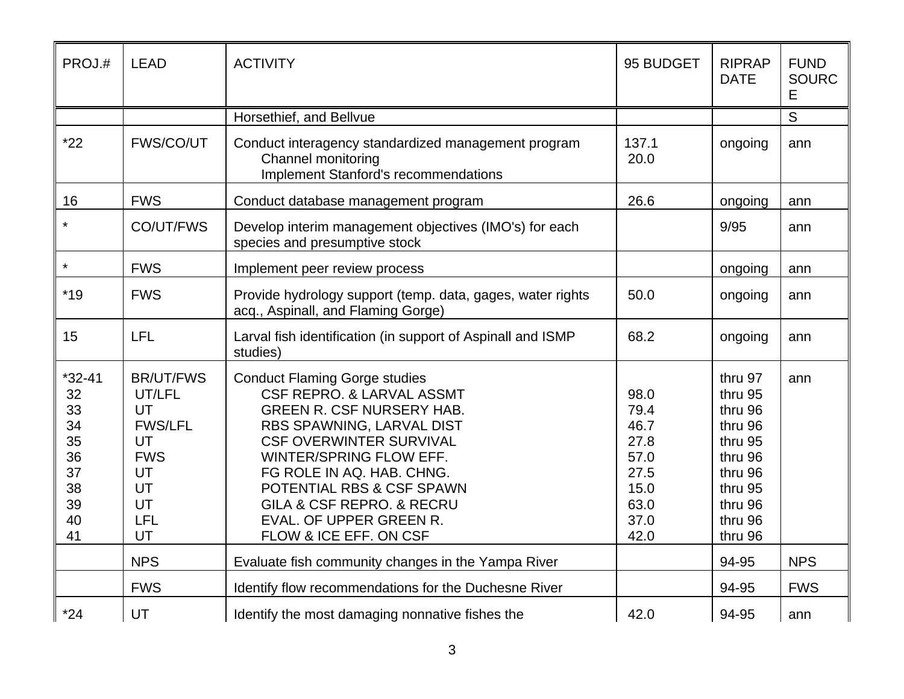| PROJ.# | LEAD | ACTIVITY | 95 BUDGET | RIPRAP DATE | FUND SOURCE |
|---|---|---|---|---|---|
| | | Horsethief, and Bellvue | | | S |
| *22 | FWS/CO/UT | Conduct interagency standardized management program<br>Channel monitoring<br>Implement Stanford's recommendations | 137.1<br>20.0 | ongoing | ann |
| 16 | FWS | Conduct database management program | 26.6 | ongoing | ann |
| * | CO/UT/FWS | Develop interim management objectives (IMO's) for each species and presumptive stock | | 9/95 | ann |
| * | FWS | Implement peer review process | | ongoing | ann |
| *19 | FWS | Provide hydrology support (temp. data, gages, water rights acq., Aspinall, and Flaming Gorge) | 50.0 | ongoing | ann |
| 15 | LFL | Larval fish identification (in support of Aspinall and ISMP studies) | 68.2 | ongoing | ann |
| *32-41<br>32<br>33<br>34<br>35<br>36<br>37<br>38<br>39<br>40<br>41 | BR/UT/FWS<br>UT/LFL<br>UT<br>FWS/LFL<br>UT<br>FWS<br>UT<br>UT<br>UT<br>LFL<br>UT | Conduct Flaming Gorge studies<br>CSF REPRO. & LARVAL ASSMT<br>GREEN R. CSF NURSERY HAB.<br>RBS SPAWNING, LARVAL DIST<br>CSF OVERWINTER SURVIVAL<br>WINTER/SPRING FLOW EFF.<br>FG ROLE IN AQ. HAB. CHNG.<br>POTENTIAL RBS & CSF SPAWN<br>GILA & CSF REPRO. & RECRU<br>EVAL. OF UPPER GREEN R.<br>FLOW & ICE EFF. ON CSF | <br>98.0<br>79.4<br>46.7<br>27.8<br>57.0<br>27.5<br>15.0<br>63.0<br>37.0<br>42.0 | thru 97<br>thru 95<br>thru 96<br>thru 96<br>thru 95<br>thru 96<br>thru 96<br>thru 95<br>thru 96<br>thru 96<br>thru 96 | ann |
| | NPS | Evaluate fish community changes in the Yampa River | | 94-95 | NPS |
| | FWS | Identify flow recommendations for the Duchesne River | | 94-95 | FWS |
| *24 | UT | Identify the most damaging nonnative fishes the | 42.0 | 94-95 | ann |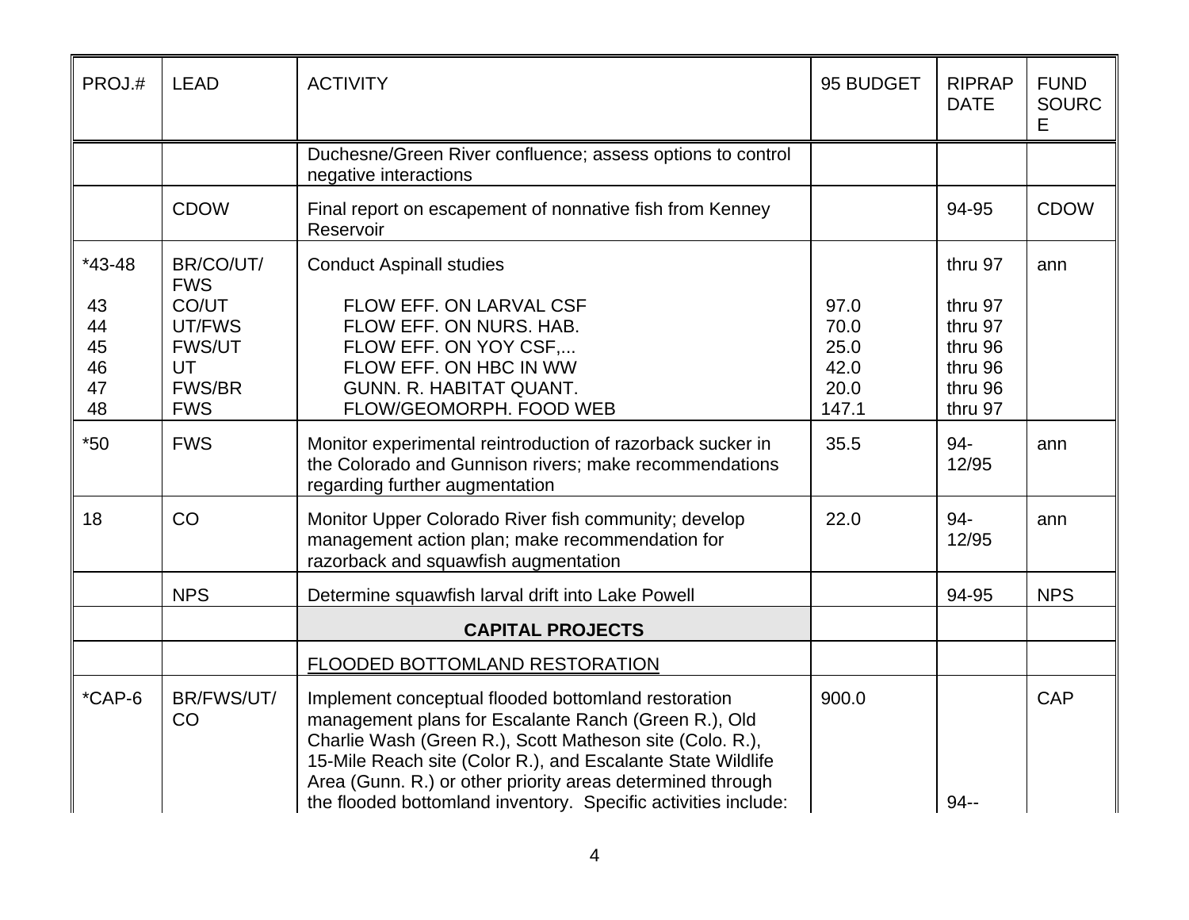| PROJ.# | LEAD | ACTIVITY | 95 BUDGET | RIPRAP DATE | FUND SOURCE |
|---|---|---|---|---|---|
| | | Duchesne/Green River confluence; assess options to control negative interactions | | | |
| | CDOW | Final report on escapement of nonnative fish from Kenney Reservoir | | 94-95 | CDOW |
| *43-48 | BR/CO/UT/FWS | Conduct Aspinall studies | | thru 97 | ann |
| 43 | CO/UT | FLOW EFF. ON LARVAL CSF | 97.0 | thru 97 | |
| 44 | UT/FWS | FLOW EFF. ON NURS. HAB. | 70.0 | thru 97 | |
| 45 | FWS/UT | FLOW EFF. ON YOY CSF,... | 25.0 | thru 96 | |
| 46 | UT | FLOW EFF. ON HBC IN WW | 42.0 | thru 96 | |
| 47 | FWS/BR | GUNN. R. HABITAT QUANT. | 20.0 | thru 96 | |
| 48 | FWS | FLOW/GEOMORPH. FOOD WEB | 147.1 | thru 97 | |
| *50 | FWS | Monitor experimental reintroduction of razorback sucker in the Colorado and Gunnison rivers; make recommendations regarding further augmentation | 35.5 | 94-12/95 | ann |
| 18 | CO | Monitor Upper Colorado River fish community; develop management action plan; make recommendation for razorback and squawfish augmentation | 22.0 | 94-12/95 | ann |
| | NPS | Determine squawfish larval drift into Lake Powell | | 94-95 | NPS |
| | | **CAPITAL PROJECTS** | | | |
| | | FLOODED BOTTOMLAND RESTORATION | | | |
| *CAP-6 | BR/FWS/UT/CO | Implement conceptual flooded bottomland restoration management plans for Escalante Ranch (Green R.), Old Charlie Wash (Green R.), Scott Matheson site (Colo. R.), 15-Mile Reach site (Color R.), and Escalante State Wildlife Area (Gunn. R.) or other priority areas determined through the flooded bottomland inventory. Specific activities include: | 900.0 | 94-- | CAP |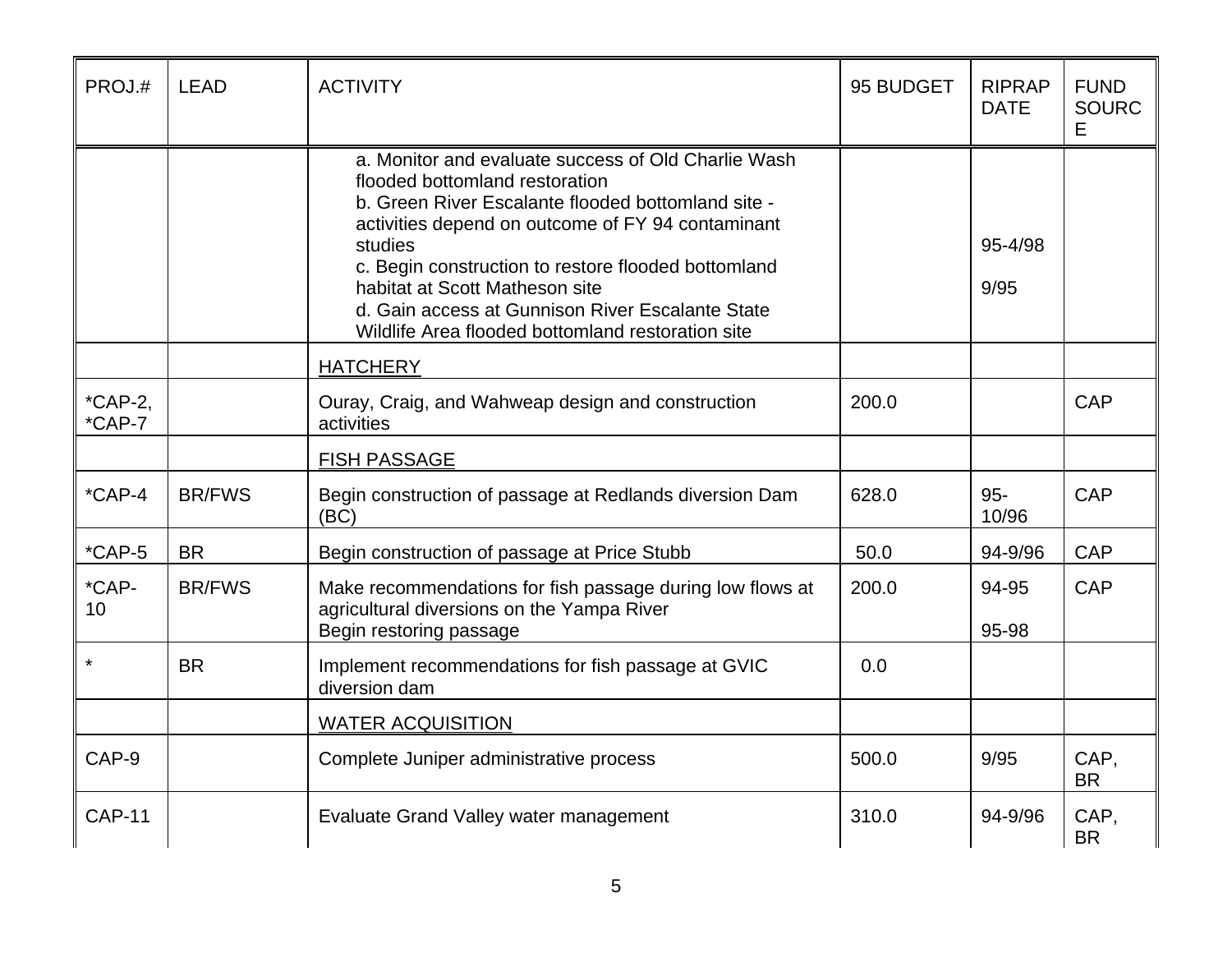| PROJ.# | LEAD | ACTIVITY | 95 BUDGET | RIPRAP DATE | FUND SOURCE |
|---|---|---|---|---|---|
| | | a. Monitor and evaluate success of Old Charlie Wash flooded bottomland restoration<br>b. Green River Escalante flooded bottomland site - activities depend on outcome of FY 94 contaminant studies<br>c. Begin construction to restore flooded bottomland habitat at Scott Matheson site<br>d. Gain access at Gunnison River Escalante State Wildlife Area flooded bottomland restoration site | | 95-4/98<br>9/95 | |
| | | HATCHERY | | | |
| *CAP-2, *CAP-7 | | Ouray, Craig, and Wahweap design and construction activities | 200.0 | | CAP |
| | | FISH PASSAGE | | | |
| *CAP-4 | BR/FWS | Begin construction of passage at Redlands diversion Dam (BC) | 628.0 | 95-10/96 | CAP |
| *CAP-5 | BR | Begin construction of passage at Price Stubb | 50.0 | 94-9/96 | CAP |
| *CAP-10 | BR/FWS | Make recommendations for fish passage during low flows at agricultural diversions on the Yampa River<br>Begin restoring passage | 200.0 | 94-95<br>95-98 | CAP |
| * | BR | Implement recommendations for fish passage at GVIC diversion dam | 0.0 | | |
| | | WATER ACQUISITION | | | |
| CAP-9 | | Complete Juniper administrative process | 500.0 | 9/95 | CAP, BR |
| CAP-11 | | Evaluate Grand Valley water management | 310.0 | 94-9/96 | CAP, BR |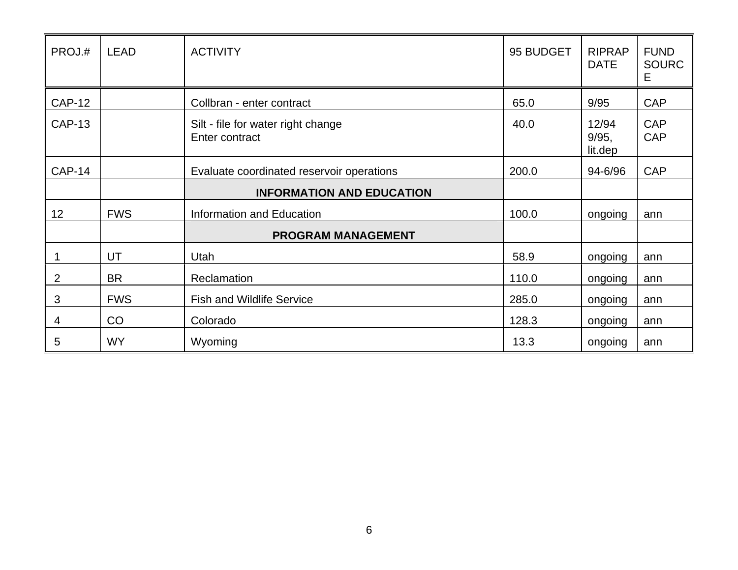| PROJ.# | LEAD | ACTIVITY | 95 BUDGET | RIPRAP DATE | FUND SOURCE |
|---|---|---|---|---|---|
| CAP-12 | | Collbran - enter contract | 65.0 | 9/95 | CAP |
| CAP-13 | | Silt - file for water right change<br>Enter contract | 40.0 | 12/94<br>9/95, lit.dep | CAP<br>CAP |
| CAP-14 | | Evaluate coordinated reservoir operations | 200.0 | 94-6/96 | CAP |
| | | **INFORMATION AND EDUCATION** | | | |
| 12 | FWS | Information and Education | 100.0 | ongoing | ann |
| | | **PROGRAM MANAGEMENT** | | | |
| 1 | UT | Utah | 58.9 | ongoing | ann |
| 2 | BR | Reclamation | 110.0 | ongoing | ann |
| 3 | FWS | Fish and Wildlife Service | 285.0 | ongoing | ann |
| 4 | CO | Colorado | 128.3 | ongoing | ann |
| 5 | WY | Wyoming | 13.3 | ongoing | ann |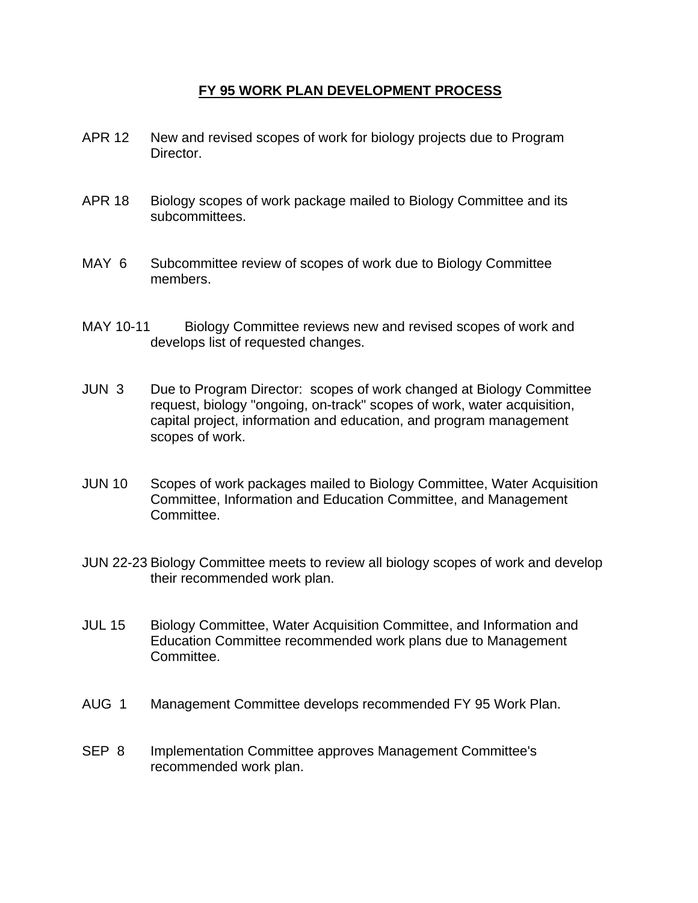# FY 95 WORK PLAN DEVELOPMENT PROCESS

APR 12 New and revised scopes of work for biology projects due to Program Director.

APR 18 Biology scopes of work package mailed to Biology Committee and its subcommittees.

MAY 6 Subcommittee review of scopes of work due to Biology Committee members.

MAY 10-11 Biology Committee reviews new and revised scopes of work and develops list of requested changes.

JUN 3 Due to Program Director: scopes of work changed at Biology Committee request, biology "ongoing, on-track" scopes of work, water acquisition, capital project, information and education, and program management scopes of work.

JUN 10 Scopes of work packages mailed to Biology Committee, Water Acquisition Committee, Information and Education Committee, and Management Committee.

JUN 22-23 Biology Committee meets to review all biology scopes of work and develop their recommended work plan.

JUL 15 Biology Committee, Water Acquisition Committee, and Information and Education Committee recommended work plans due to Management Committee.

AUG 1 Management Committee develops recommended FY 95 Work Plan.

SEP 8 Implementation Committee approves Management Committee's recommended work plan.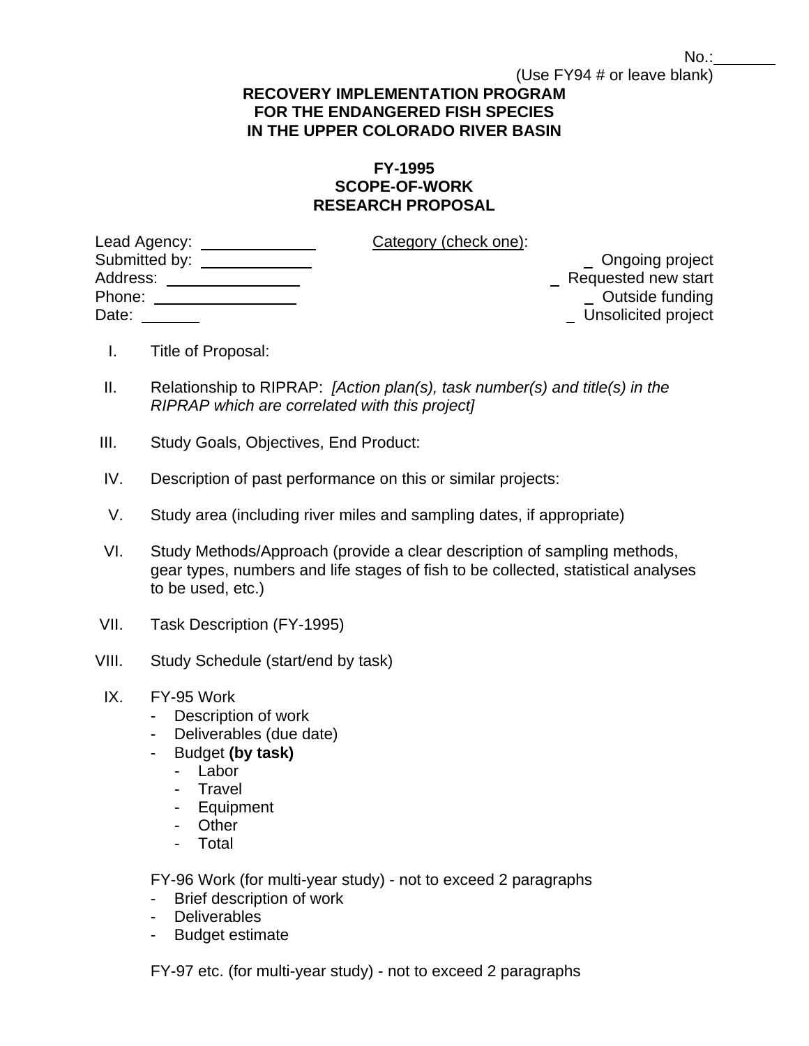No.: \_\_\_\_\_\_\_
(Use FY94 # or leave blank)

**RECOVERY IMPLEMENTATION PROGRAM
FOR THE ENDANGERED FISH SPECIES
IN THE UPPER COLORADO RIVER BASIN**

**FY-1995
SCOPE-OF-WORK
RESEARCH PROPOSAL**

Lead Agency: \_\_\_\_\_\_\_\_\_\_\_\_\_
Submitted by: \_\_\_\_\_\_\_\_\_\_\_\_\_
Address: \_\_\_\_\_\_\_\_\_\_\_\_\_\_\_
Phone: \_\_\_\_\_\_\_\_\_\_\_\_\_\_\_
Date: \_\_\_\_\_\_\_

Category (check one):

- \_ Ongoing project
- \_ Requested new start
- \_ Outside funding
- \_ Unsolicited project

I. Title of Proposal:

II. Relationship to RIPRAP: *[Action plan(s), task number(s) and title(s) in the RIPRAP which are correlated with this project]*

III. Study Goals, Objectives, End Product:

IV. Description of past performance on this or similar projects:

V. Study area (including river miles and sampling dates, if appropriate)

VI. Study Methods/Approach (provide a clear description of sampling methods, gear types, numbers and life stages of fish to be collected, statistical analyses to be used, etc.)

VII. Task Description (FY-1995)

VIII. Study Schedule (start/end by task)

IX. FY-95 Work
- Description of work
- Deliverables (due date)
- Budget **(by task)**
  - Labor
  - Travel
  - Equipment
  - Other
  - Total

FY-96 Work (for multi-year study) - not to exceed 2 paragraphs
- Brief description of work
- Deliverables
- Budget estimate

FY-97 etc. (for multi-year study) - not to exceed 2 paragraphs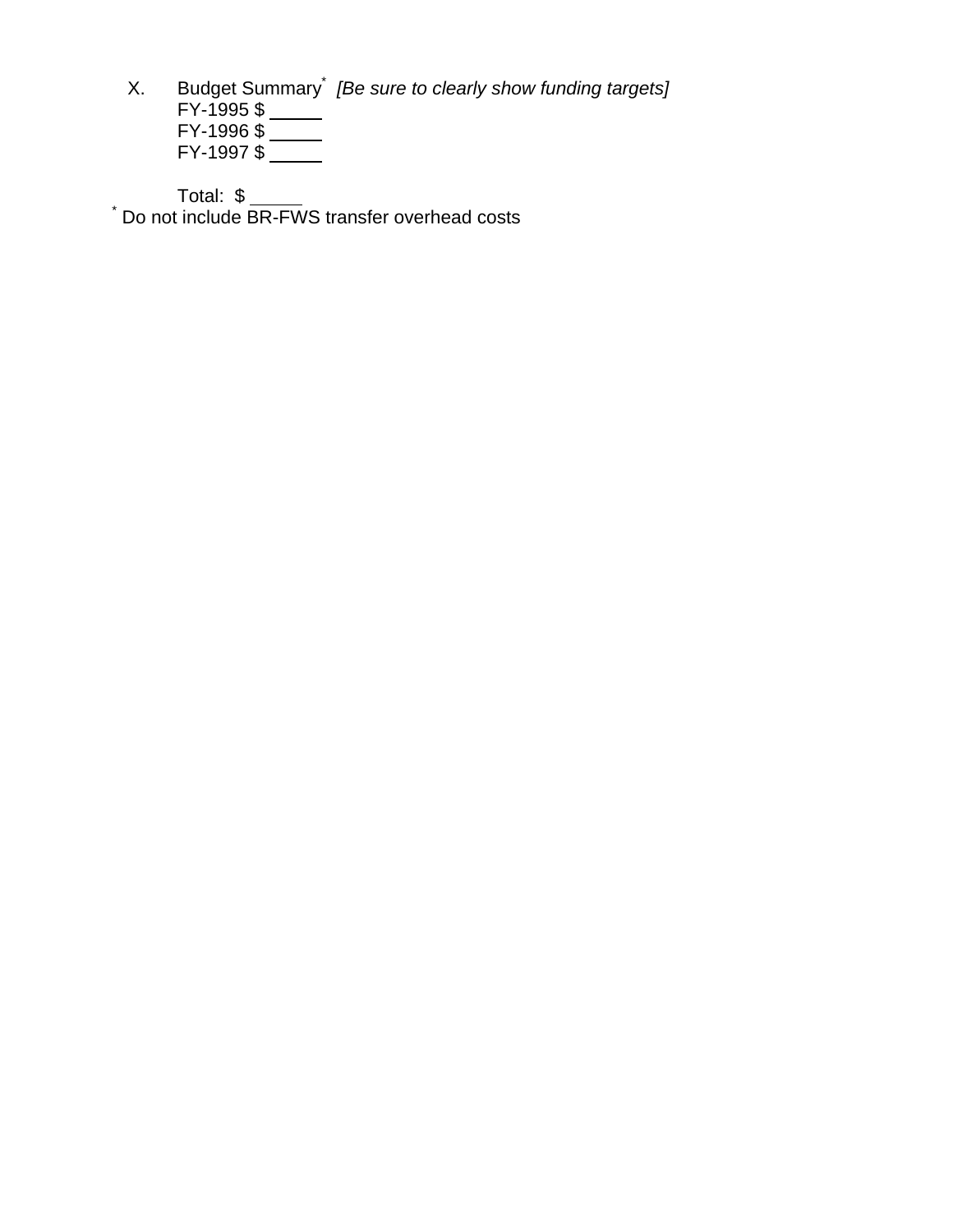X. Budget Summary* *[Be sure to clearly show funding targets]*

FY-1995 $ _____

FY-1996 $ _____

FY-1997 $ _____

Total: $ _____

* Do not include BR-FWS transfer overhead costs